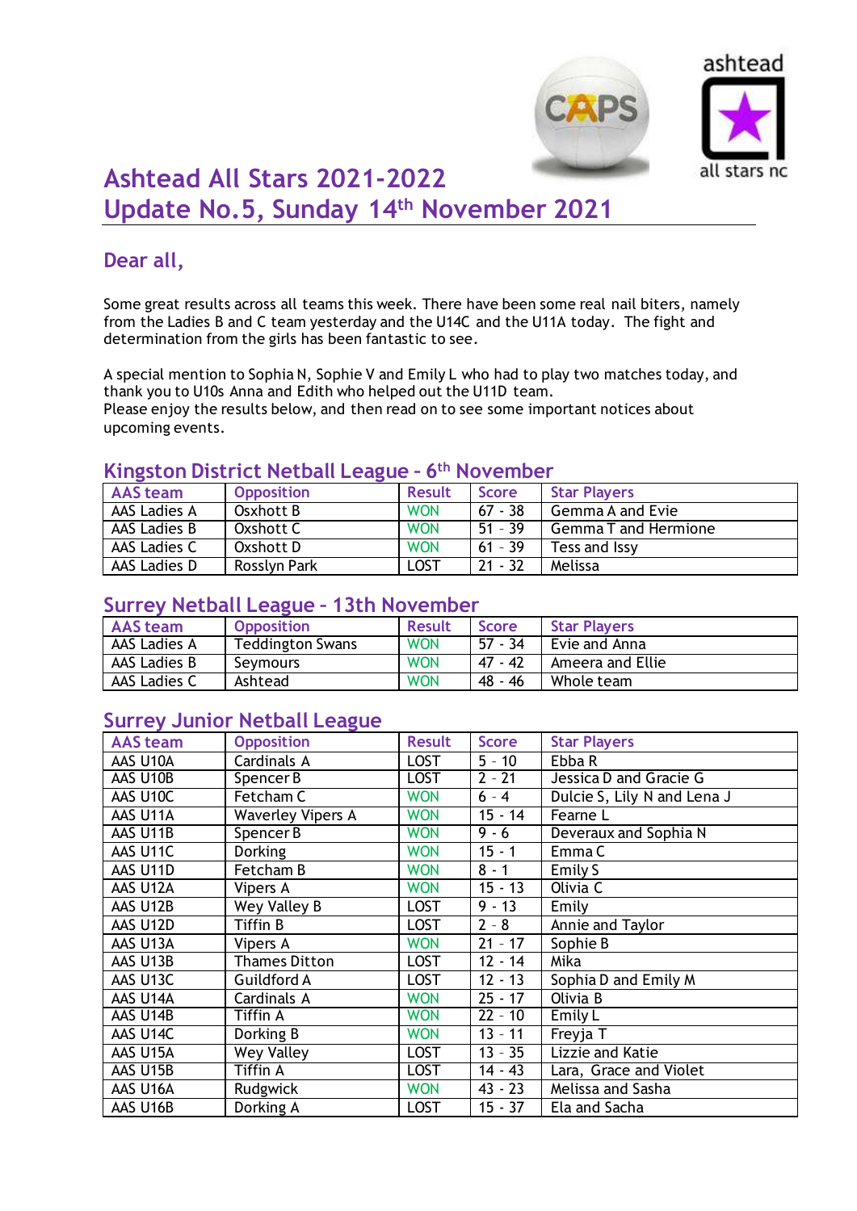# Ashtead All Stars 2021-2022
# Update No.5, Sunday 14th November 2021

## Dear all,

Some great results across all teams this week. There have been some real nail biters, namely from the Ladies B and C team yesterday and the U14C and the U11A today. The fight and determination from the girls has been fantastic to see.

A special mention to Sophia N, Sophie V and Emily L who had to play two matches today, and thank you to U10s Anna and Edith who helped out the U11D team.
Please enjoy the results below, and then read on to see some important notices about upcoming events.

## Kingston District Netball League - 6th November

| AAS team | Opposition | Result | Score | Star Players |
|---|---|---|---|---|
| AAS Ladies A | Oxshott B | WON | 67 - 38 | Gemma A and Evie |
| AAS Ladies B | Oxshott C | WON | 51 - 39 | Gemma T and Hermione |
| AAS Ladies C | Oxshott D | WON | 61 - 39 | Tess and Issy |
| AAS Ladies D | Rosslyn Park | LOST | 21 - 32 | Melissa |

## Surrey Netball League - 13th November

| AAS team | Opposition | Result | Score | Star Players |
|---|---|---|---|---|
| AAS Ladies A | Teddington Swans | WON | 57 - 34 | Evie and Anna |
| AAS Ladies B | Seymours | WON | 47 - 42 | Ameera and Ellie |
| AAS Ladies C | Ashtead | WON | 48 - 46 | Whole team |

## Surrey Junior Netball League

| AAS team | Opposition | Result | Score | Star Players |
|---|---|---|---|---|
| AAS U10A | Cardinals A | LOST | 5 - 10 | Ebba R |
| AAS U10B | Spencer B | LOST | 2 - 21 | Jessica D and Gracie G |
| AAS U10C | Fetcham C | WON | 6 - 4 | Dulcie S, Lily N and Lena J |
| AAS U11A | Waverley Vipers A | WON | 15 - 14 | Fearne L |
| AAS U11B | Spencer B | WON | 9 - 6 | Deveraux and Sophia N |
| AAS U11C | Dorking | WON | 15 - 1 | Emma C |
| AAS U11D | Fetcham B | WON | 8 - 1 | Emily S |
| AAS U12A | Vipers A | WON | 15 - 13 | Olivia C |
| AAS U12B | Wey Valley B | LOST | 9 - 13 | Emily |
| AAS U12D | Tiffin B | LOST | 2 - 8 | Annie and Taylor |
| AAS U13A | Vipers A | WON | 21 - 17 | Sophie B |
| AAS U13B | Thames Ditton | LOST | 12 - 14 | Mika |
| AAS U13C | Guildford A | LOST | 12 - 13 | Sophia D and Emily M |
| AAS U14A | Cardinals A | WON | 25 - 17 | Olivia B |
| AAS U14B | Tiffin A | WON | 22 - 10 | Emily L |
| AAS U14C | Dorking B | WON | 13 - 11 | Freyja T |
| AAS U15A | Wey Valley | LOST | 13 - 35 | Lizzie and Katie |
| AAS U15B | Tiffin A | LOST | 14 - 43 | Lara, Grace and Violet |
| AAS U16A | Rudgwick | WON | 43 - 23 | Melissa and Sasha |
| AAS U16B | Dorking A | LOST | 15 - 37 | Ela and Sacha |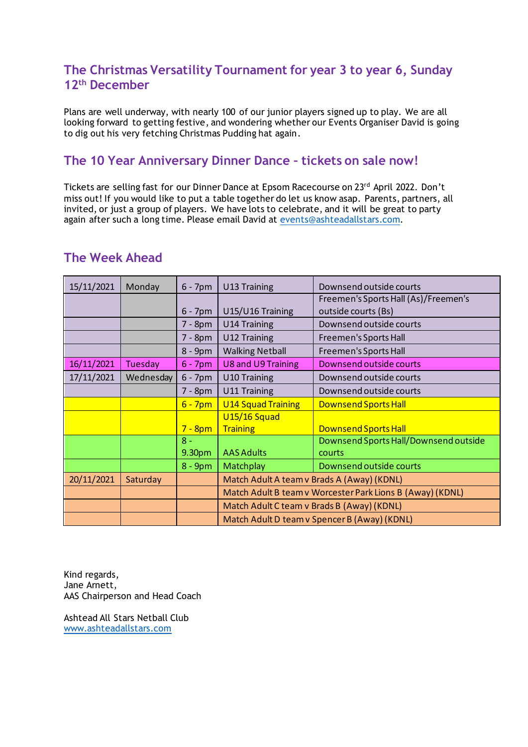## The Christmas Versatility Tournament for year 3 to year 6, Sunday 12th December

Plans are well underway, with nearly 100 of our junior players signed up to play. We are all looking forward to getting festive, and wondering whether our Events Organiser David is going to dig out his very fetching Christmas Pudding hat again.

## The 10 Year Anniversary Dinner Dance – tickets on sale now!

Tickets are selling fast for our Dinner Dance at Epsom Racecourse on 23rd April 2022. Don't miss out! If you would like to put a table together do let us know asap. Parents, partners, all invited, or just a group of players. We have lots to celebrate, and it will be great to party again after such a long time. Please email David at events@ashteadallstars.com.

## The Week Ahead

| | | | | |
|---|---|---|---|---|
| 15/11/2021 | Monday | 6 - 7pm | U13 Training | Downsend outside courts |
| | | 6 - 7pm | U15/U16 Training | Freemen's Sports Hall (As)/Freemen's outside courts (Bs) |
| | | 7 - 8pm | U14 Training | Downsend outside courts |
| | | 7 - 8pm | U12 Training | Freemen's Sports Hall |
| | | 8 - 9pm | Walking Netball | Freemen's Sports Hall |
| 16/11/2021 | Tuesday | 6 - 7pm | U8 and U9 Training | Downsend outside courts |
| 17/11/2021 | Wednesday | 6 - 7pm | U10 Training | Downsend outside courts |
| | | 7 - 8pm | U11 Training | Downsend outside courts |
| | | 6 - 7pm | U14 Squad Training | Downsend Sports Hall |
| | | 7 - 8pm | U15/16 Squad Training | Downsend Sports Hall |
| | | 8 - 9.30pm | AAS Adults | Downsend Sports Hall/Downsend outside courts |
| | | 8 - 9pm | Matchplay | Downsend outside courts |
| 20/11/2021 | Saturday | | Match Adult A team v Brads A (Away) (KDNL) | |
| | | | Match Adult B team v Worcester Park Lions B (Away) (KDNL) | |
| | | | Match Adult C team v Brads B (Away) (KDNL) | |
| | | | Match Adult D team v Spencer B (Away) (KDNL) | |

Kind regards,
Jane Arnett,
AAS Chairperson and Head Coach

Ashtead All Stars Netball Club
www.ashteadallstars.com